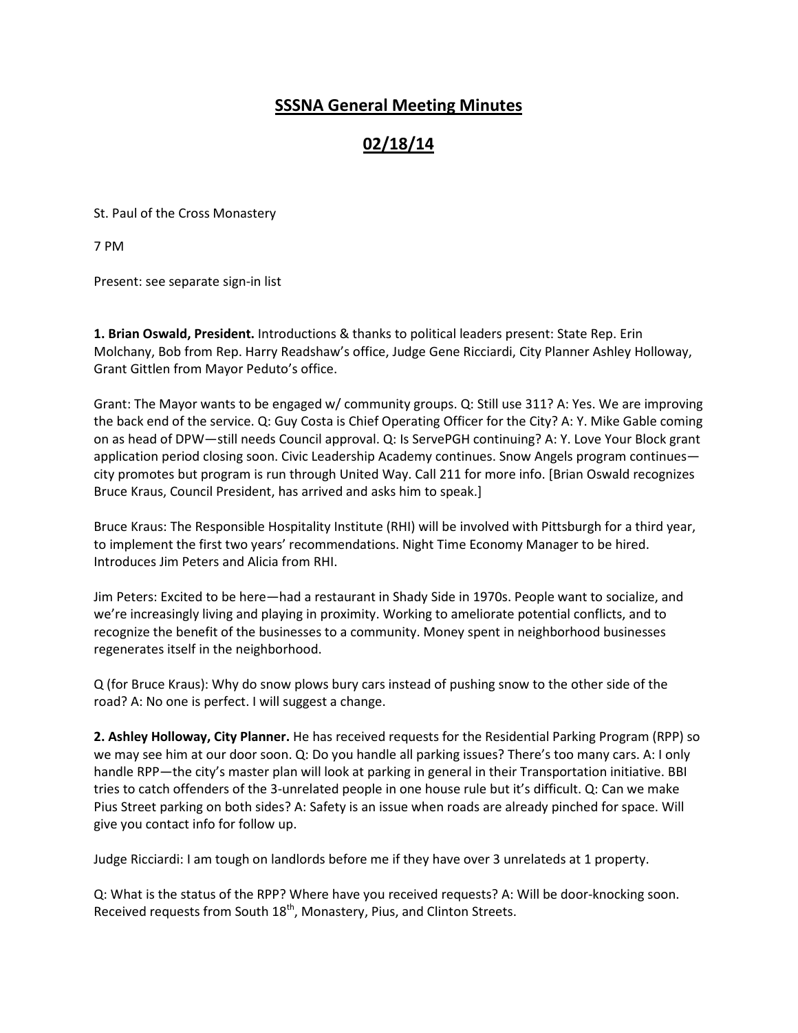# SSSNA General Meeting Minutes

# 02/18/14

St. Paul of the Cross Monastery

7 PM

Present: see separate sign-in list

**1. Brian Oswald, President.** Introductions & thanks to political leaders present: State Rep. Erin Molchany, Bob from Rep. Harry Readshaw's office, Judge Gene Ricciardi, City Planner Ashley Holloway, Grant Gittlen from Mayor Peduto's office.

Grant: The Mayor wants to be engaged w/ community groups. Q: Still use 311? A: Yes. We are improving the back end of the service. Q: Guy Costa is Chief Operating Officer for the City? A: Y. Mike Gable coming on as head of DPW—still needs Council approval. Q: Is ServePGH continuing? A: Y. Love Your Block grant application period closing soon. Civic Leadership Academy continues. Snow Angels program continues—city promotes but program is run through United Way. Call 211 for more info. [Brian Oswald recognizes Bruce Kraus, Council President, has arrived and asks him to speak.]

Bruce Kraus: The Responsible Hospitality Institute (RHI) will be involved with Pittsburgh for a third year, to implement the first two years' recommendations. Night Time Economy Manager to be hired. Introduces Jim Peters and Alicia from RHI.

Jim Peters: Excited to be here—had a restaurant in Shady Side in 1970s. People want to socialize, and we're increasingly living and playing in proximity. Working to ameliorate potential conflicts, and to recognize the benefit of the businesses to a community. Money spent in neighborhood businesses regenerates itself in the neighborhood.

Q (for Bruce Kraus): Why do snow plows bury cars instead of pushing snow to the other side of the road? A: No one is perfect. I will suggest a change.

**2. Ashley Holloway, City Planner.** He has received requests for the Residential Parking Program (RPP) so we may see him at our door soon. Q: Do you handle all parking issues? There's too many cars. A: I only handle RPP—the city's master plan will look at parking in general in their Transportation initiative. BBI tries to catch offenders of the 3-unrelated people in one house rule but it's difficult. Q: Can we make Pius Street parking on both sides? A: Safety is an issue when roads are already pinched for space. Will give you contact info for follow up.

Judge Ricciardi: I am tough on landlords before me if they have over 3 unrelateds at 1 property.

Q: What is the status of the RPP? Where have you received requests? A: Will be door-knocking soon. Received requests from South 18th, Monastery, Pius, and Clinton Streets.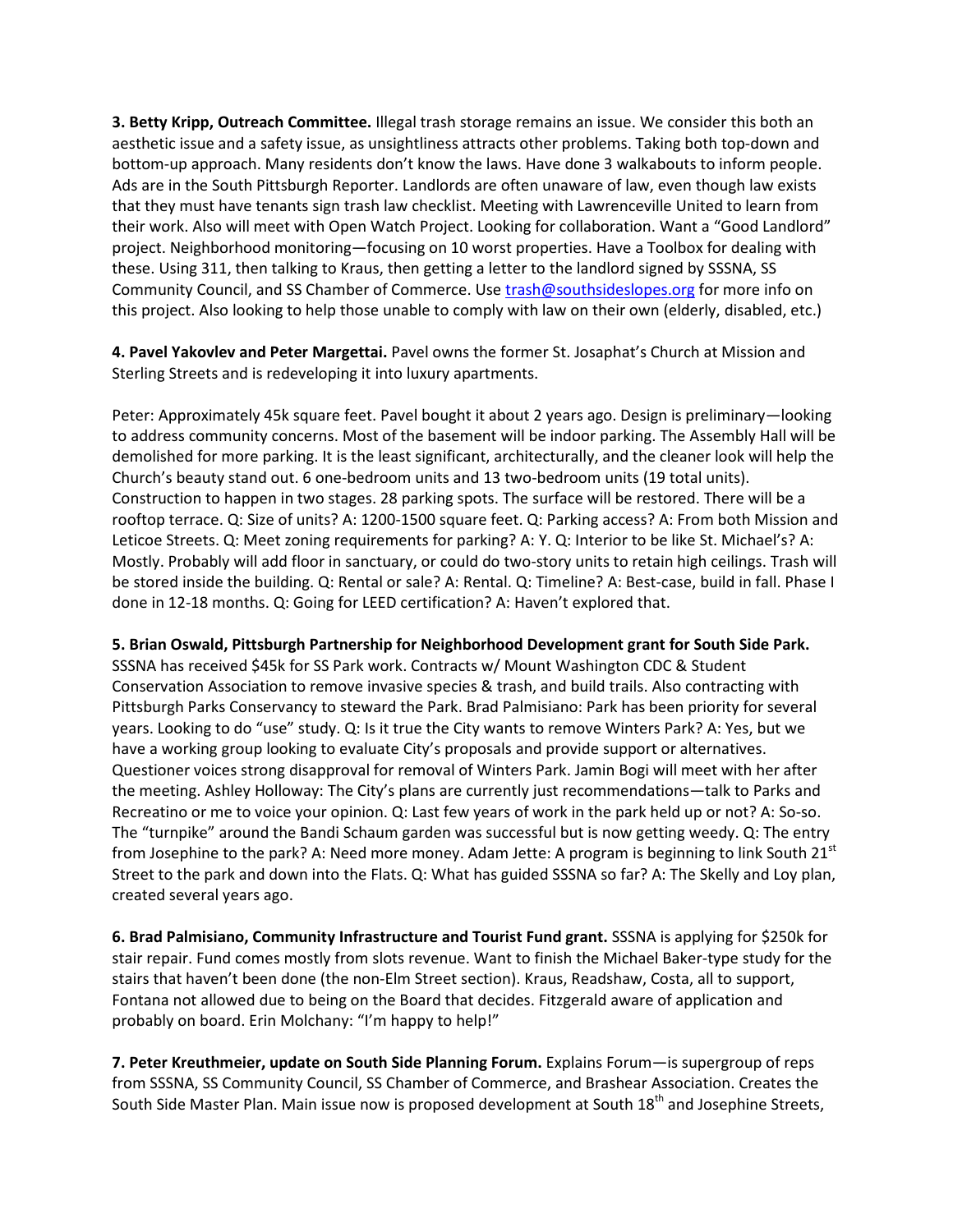**3. Betty Kripp, Outreach Committee.** Illegal trash storage remains an issue. We consider this both an aesthetic issue and a safety issue, as unsightliness attracts other problems. Taking both top-down and bottom-up approach. Many residents don't know the laws. Have done 3 walkabouts to inform people. Ads are in the South Pittsburgh Reporter. Landlords are often unaware of law, even though law exists that they must have tenants sign trash law checklist. Meeting with Lawrenceville United to learn from their work. Also will meet with Open Watch Project. Looking for collaboration. Want a "Good Landlord" project. Neighborhood monitoring—focusing on 10 worst properties. Have a Toolbox for dealing with these. Using 311, then talking to Kraus, then getting a letter to the landlord signed by SSSNA, SS Community Council, and SS Chamber of Commerce. Use trash@southsideslopes.org for more info on this project. Also looking to help those unable to comply with law on their own (elderly, disabled, etc.)

**4. Pavel Yakovlev and Peter Margettai.** Pavel owns the former St. Josaphat's Church at Mission and Sterling Streets and is redeveloping it into luxury apartments.

Peter: Approximately 45k square feet. Pavel bought it about 2 years ago. Design is preliminary—looking to address community concerns. Most of the basement will be indoor parking. The Assembly Hall will be demolished for more parking. It is the least significant, architecturally, and the cleaner look will help the Church's beauty stand out. 6 one-bedroom units and 13 two-bedroom units (19 total units). Construction to happen in two stages. 28 parking spots. The surface will be restored. There will be a rooftop terrace. Q: Size of units? A: 1200-1500 square feet. Q: Parking access? A: From both Mission and Leticoe Streets. Q: Meet zoning requirements for parking? A: Y. Q: Interior to be like St. Michael's? A: Mostly. Probably will add floor in sanctuary, or could do two-story units to retain high ceilings. Trash will be stored inside the building. Q: Rental or sale? A: Rental. Q: Timeline? A: Best-case, build in fall. Phase I done in 12-18 months. Q: Going for LEED certification? A: Haven't explored that.

**5. Brian Oswald, Pittsburgh Partnership for Neighborhood Development grant for South Side Park.** SSSNA has received $45k for SS Park work. Contracts w/ Mount Washington CDC & Student Conservation Association to remove invasive species & trash, and build trails. Also contracting with Pittsburgh Parks Conservancy to steward the Park. Brad Palmisiano: Park has been priority for several years. Looking to do "use" study. Q: Is it true the City wants to remove Winters Park? A: Yes, but we have a working group looking to evaluate City's proposals and provide support or alternatives. Questioner voices strong disapproval for removal of Winters Park. Jamin Bogi will meet with her after the meeting. Ashley Holloway: The City's plans are currently just recommendations—talk to Parks and Recreatino or me to voice your opinion. Q: Last few years of work in the park held up or not? A: So-so. The "turnpike" around the Bandi Schaum garden was successful but is now getting weedy. Q: The entry from Josephine to the park? A: Need more money. Adam Jette: A program is beginning to link South 21st Street to the park and down into the Flats. Q: What has guided SSSNA so far? A: The Skelly and Loy plan, created several years ago.

**6. Brad Palmisiano, Community Infrastructure and Tourist Fund grant.** SSSNA is applying for $250k for stair repair. Fund comes mostly from slots revenue. Want to finish the Michael Baker-type study for the stairs that haven't been done (the non-Elm Street section). Kraus, Readshaw, Costa, all to support, Fontana not allowed due to being on the Board that decides. Fitzgerald aware of application and probably on board. Erin Molchany: "I'm happy to help!"

**7. Peter Kreuthmeier, update on South Side Planning Forum.** Explains Forum—is supergroup of reps from SSSNA, SS Community Council, SS Chamber of Commerce, and Brashear Association. Creates the South Side Master Plan. Main issue now is proposed development at South 18th and Josephine Streets,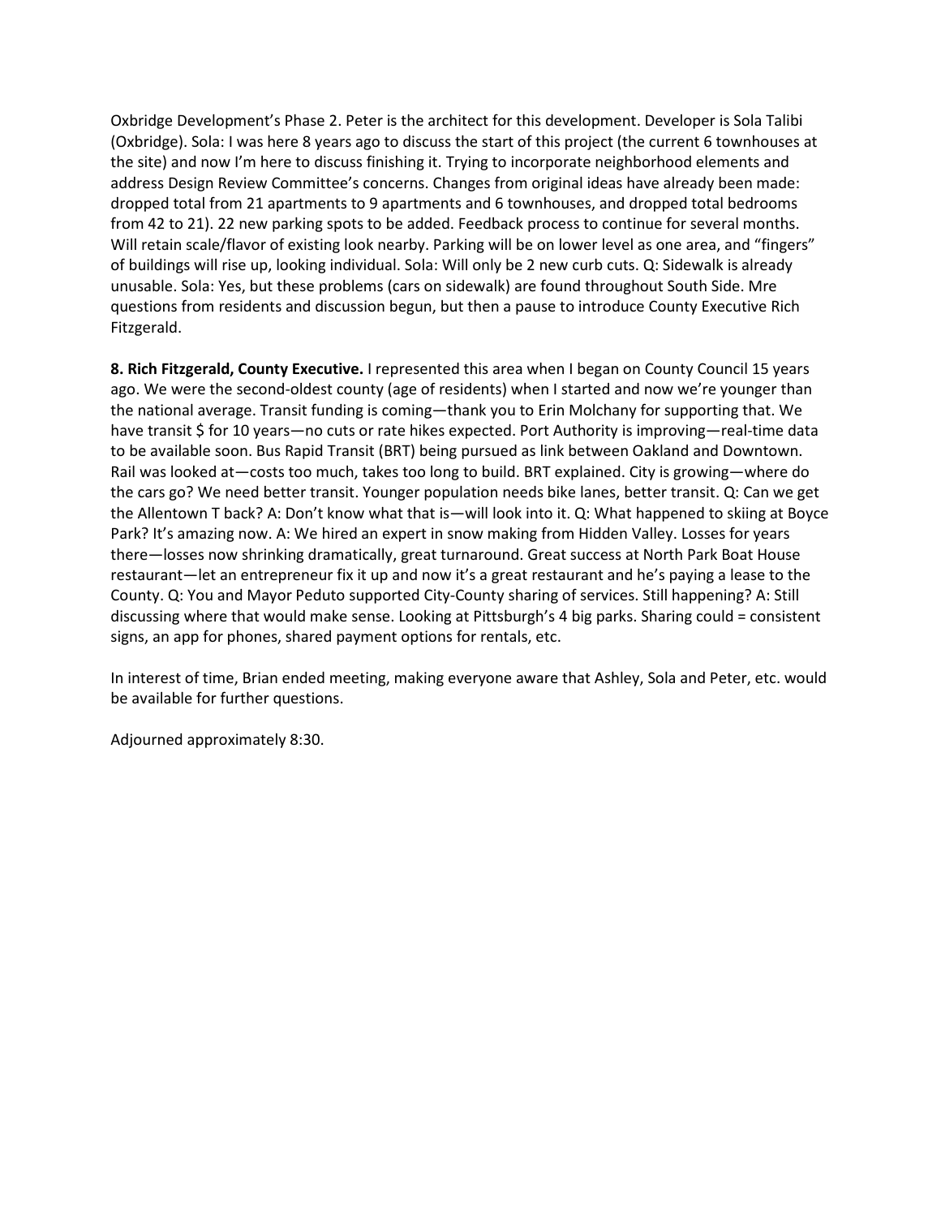Oxbridge Development's Phase 2. Peter is the architect for this development. Developer is Sola Talibi (Oxbridge). Sola: I was here 8 years ago to discuss the start of this project (the current 6 townhouses at the site) and now I'm here to discuss finishing it. Trying to incorporate neighborhood elements and address Design Review Committee's concerns. Changes from original ideas have already been made: dropped total from 21 apartments to 9 apartments and 6 townhouses, and dropped total bedrooms from 42 to 21). 22 new parking spots to be added. Feedback process to continue for several months. Will retain scale/flavor of existing look nearby. Parking will be on lower level as one area, and "fingers" of buildings will rise up, looking individual. Sola: Will only be 2 new curb cuts. Q: Sidewalk is already unusable. Sola: Yes, but these problems (cars on sidewalk) are found throughout South Side. Mre questions from residents and discussion begun, but then a pause to introduce County Executive Rich Fitzgerald.

**8. Rich Fitzgerald, County Executive.** I represented this area when I began on County Council 15 years ago. We were the second-oldest county (age of residents) when I started and now we're younger than the national average. Transit funding is coming—thank you to Erin Molchany for supporting that. We have transit $ for 10 years—no cuts or rate hikes expected. Port Authority is improving—real-time data to be available soon. Bus Rapid Transit (BRT) being pursued as link between Oakland and Downtown. Rail was looked at—costs too much, takes too long to build. BRT explained. City is growing—where do the cars go? We need better transit. Younger population needs bike lanes, better transit. Q: Can we get the Allentown T back? A: Don't know what that is—will look into it. Q: What happened to skiing at Boyce Park? It's amazing now. A: We hired an expert in snow making from Hidden Valley. Losses for years there—losses now shrinking dramatically, great turnaround. Great success at North Park Boat House restaurant—let an entrepreneur fix it up and now it's a great restaurant and he's paying a lease to the County. Q: You and Mayor Peduto supported City-County sharing of services. Still happening? A: Still discussing where that would make sense. Looking at Pittsburgh's 4 big parks. Sharing could = consistent signs, an app for phones, shared payment options for rentals, etc.

In interest of time, Brian ended meeting, making everyone aware that Ashley, Sola and Peter, etc. would be available for further questions.

Adjourned approximately 8:30.